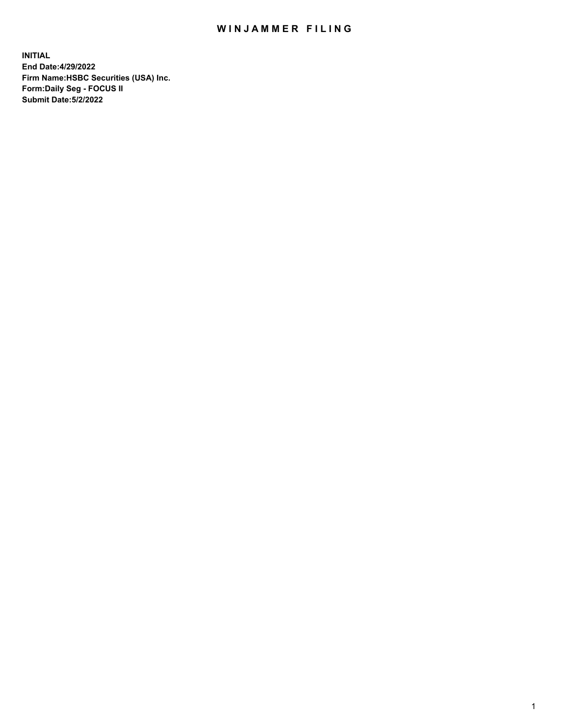# WINJAMMER FILING

**INITIAL**
**End Date:4/29/2022**
**Firm Name:HSBC Securities (USA) Inc.**
**Form:Daily Seg - FOCUS II**
**Submit Date:5/2/2022**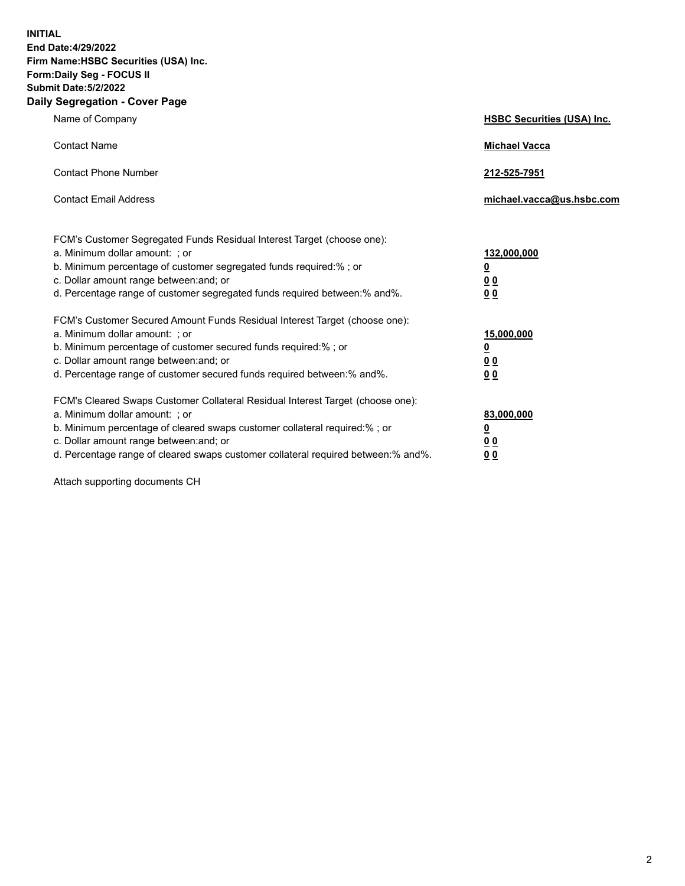**INITIAL**
**End Date:4/29/2022**
**Firm Name:HSBC Securities (USA) Inc.**
**Form:Daily Seg - FOCUS II**
**Submit Date:5/2/2022**

## Daily Segregation - Cover Page

| | |
|---|---|
| Name of Company | **HSBC Securities (USA) Inc.** |
| Contact Name | **Michael Vacca** |
| Contact Phone Number | **212-525-7951** |
| Contact Email Address | **michael.vacca@us.hsbc.com** |

| | |
|---|---|
| FCM's Customer Segregated Funds Residual Interest Target (choose one): | |
| a. Minimum dollar amount: ; or | **132,000,000** |
| b. Minimum percentage of customer segregated funds required:% ; or | **0** |
| c. Dollar amount range between:and; or | **0 0** |
| d. Percentage range of customer segregated funds required between:% and%. | **0 0** |
| FCM's Customer Secured Amount Funds Residual Interest Target (choose one): | |
| a. Minimum dollar amount: ; or | **15,000,000** |
| b. Minimum percentage of customer secured funds required:% ; or | **0** |
| c. Dollar amount range between:and; or | **0 0** |
| d. Percentage range of customer secured funds required between:% and%. | **0 0** |
| FCM's Cleared Swaps Customer Collateral Residual Interest Target (choose one): | |
| a. Minimum dollar amount: ; or | **83,000,000** |
| b. Minimum percentage of cleared swaps customer collateral required:% ; or | **0** |
| c. Dollar amount range between:and; or | **0 0** |
| d. Percentage range of cleared swaps customer collateral required between:% and%. | **0 0** |

Attach supporting documents CH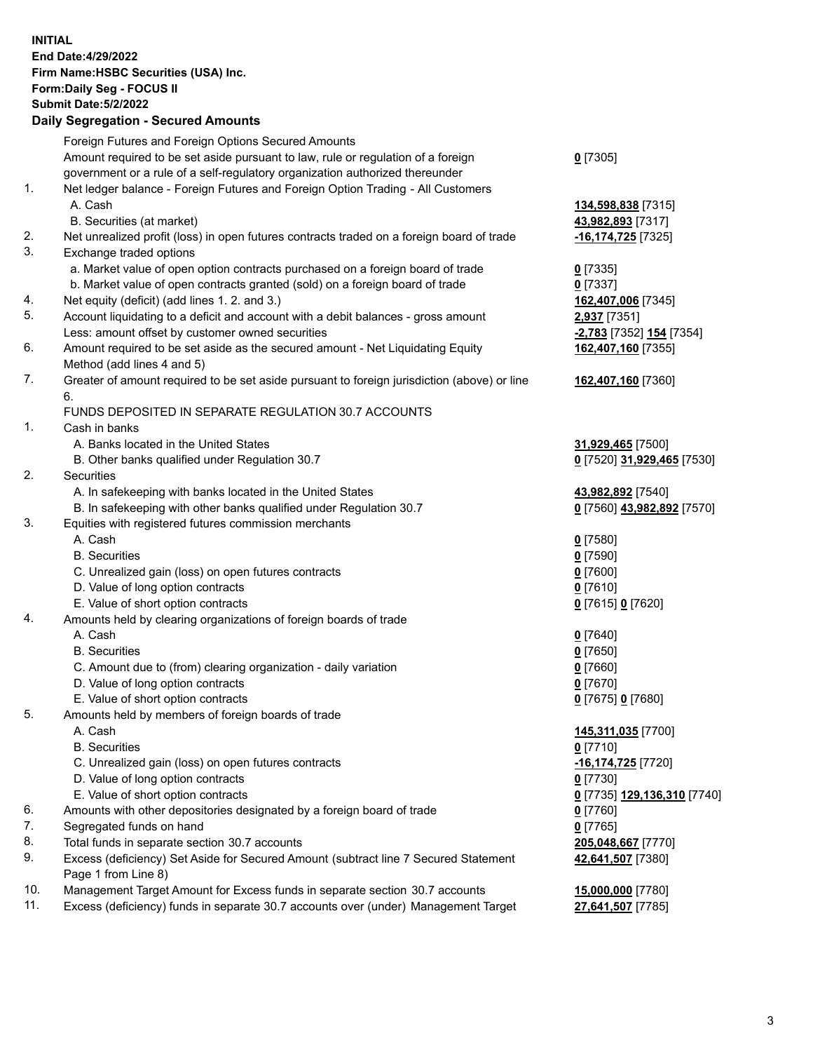**INITIAL**
**End Date:4/29/2022**
**Firm Name:HSBC Securities (USA) Inc.**
**Form:Daily Seg - FOCUS II**
**Submit Date:5/2/2022**

## Daily Segregation - Secured Amounts

| | | |
|---|---|---|
| | Foreign Futures and Foreign Options Secured Amounts | |
| | Amount required to be set aside pursuant to law, rule or regulation of a foreign government or a rule of a self-regulatory organization authorized thereunder | **0** [7305] |
| 1. | Net ledger balance - Foreign Futures and Foreign Option Trading - All Customers | |
| | A. Cash | **134,598,838** [7315] |
| | B. Securities (at market) | **43,982,893** [7317] |
| 2. | Net unrealized profit (loss) in open futures contracts traded on a foreign board of trade | **-16,174,725** [7325] |
| 3. | Exchange traded options | |
| | a. Market value of open option contracts purchased on a foreign board of trade | **0** [7335] |
| | b. Market value of open contracts granted (sold) on a foreign board of trade | **0** [7337] |
| 4. | Net equity (deficit) (add lines 1. 2. and 3.) | **162,407,006** [7345] |
| 5. | Account liquidating to a deficit and account with a debit balances - gross amount | **2,937** [7351] |
| | Less: amount offset by customer owned securities | **-2,783** [7352] **154** [7354] |
| 6. | Amount required to be set aside as the secured amount - Net Liquidating Equity Method (add lines 4 and 5) | **162,407,160** [7355] |
| 7. | Greater of amount required to be set aside pursuant to foreign jurisdiction (above) or line 6. | **162,407,160** [7360] |
| | FUNDS DEPOSITED IN SEPARATE REGULATION 30.7 ACCOUNTS | |
| 1. | Cash in banks | |
| | A. Banks located in the United States | **31,929,465** [7500] |
| | B. Other banks qualified under Regulation 30.7 | **0** [7520] **31,929,465** [7530] |
| 2. | Securities | |
| | A. In safekeeping with banks located in the United States | **43,982,892** [7540] |
| | B. In safekeeping with other banks qualified under Regulation 30.7 | **0** [7560] **43,982,892** [7570] |
| 3. | Equities with registered futures commission merchants | |
| | A. Cash | **0** [7580] |
| | B. Securities | **0** [7590] |
| | C. Unrealized gain (loss) on open futures contracts | **0** [7600] |
| | D. Value of long option contracts | **0** [7610] |
| | E. Value of short option contracts | **0** [7615] **0** [7620] |
| 4. | Amounts held by clearing organizations of foreign boards of trade | |
| | A. Cash | **0** [7640] |
| | B. Securities | **0** [7650] |
| | C. Amount due to (from) clearing organization - daily variation | **0** [7660] |
| | D. Value of long option contracts | **0** [7670] |
| | E. Value of short option contracts | **0** [7675] **0** [7680] |
| 5. | Amounts held by members of foreign boards of trade | |
| | A. Cash | **145,311,035** [7700] |
| | B. Securities | **0** [7710] |
| | C. Unrealized gain (loss) on open futures contracts | **-16,174,725** [7720] |
| | D. Value of long option contracts | **0** [7730] |
| | E. Value of short option contracts | **0** [7735] **129,136,310** [7740] |
| 6. | Amounts with other depositories designated by a foreign board of trade | **0** [7760] |
| 7. | Segregated funds on hand | **0** [7765] |
| 8. | Total funds in separate section 30.7 accounts | **205,048,667** [7770] |
| 9. | Excess (deficiency) Set Aside for Secured Amount (subtract line 7 Secured Statement Page 1 from Line 8) | **42,641,507** [7380] |
| 10. | Management Target Amount for Excess funds in separate section 30.7 accounts | **15,000,000** [7780] |
| 11. | Excess (deficiency) funds in separate 30.7 accounts over (under) Management Target | **27,641,507** [7785] |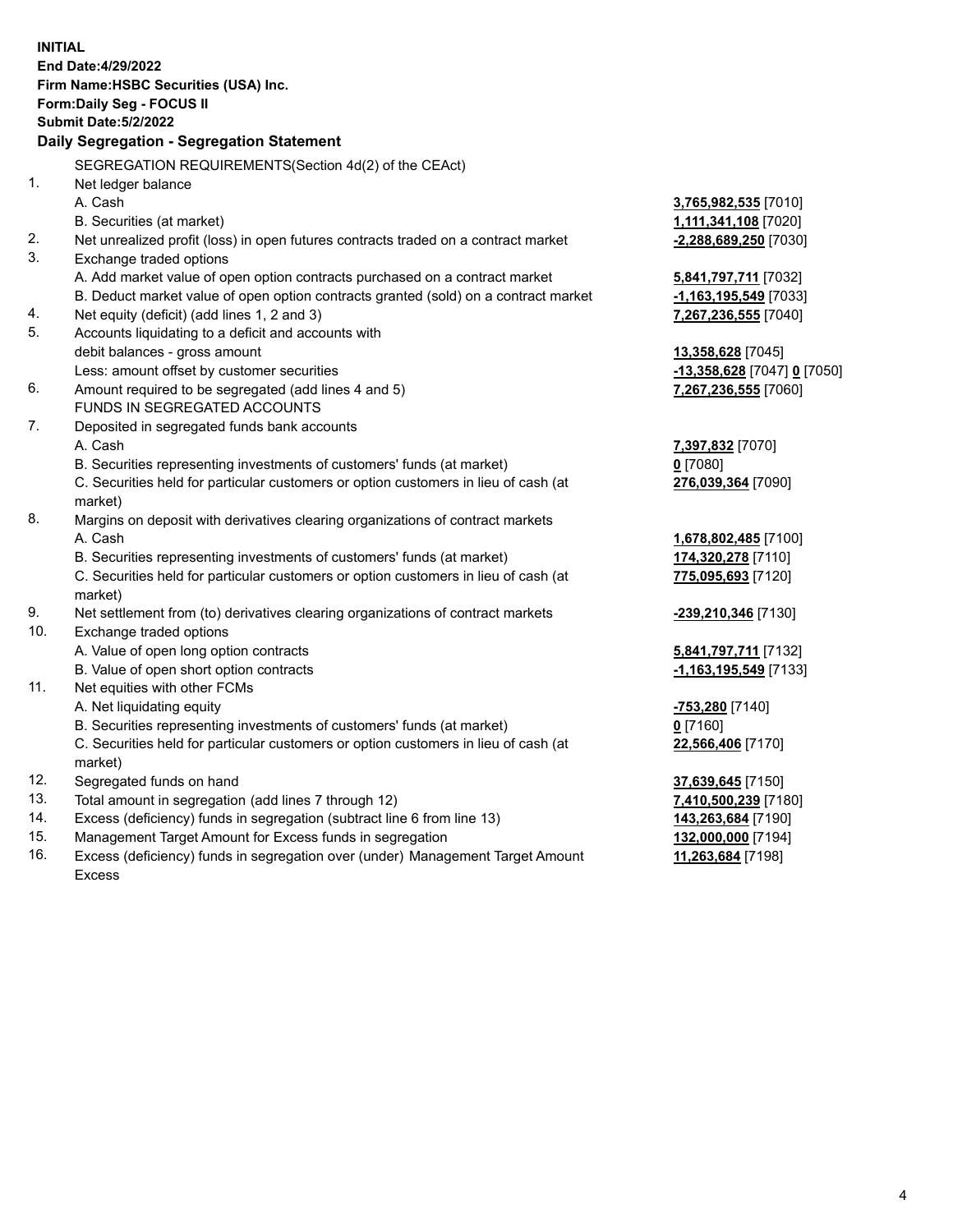**INITIAL**
**End Date:4/29/2022**
**Firm Name:HSBC Securities (USA) Inc.**
**Form:Daily Seg - FOCUS II**
**Submit Date:5/2/2022**

## Daily Segregation - Segregation Statement

SEGREGATION REQUIREMENTS(Section 4d(2) of the CEAct)

| | | |
|---|---|---|
| 1. | Net ledger balance | |
| | A. Cash | **3,765,982,535** [7010] |
| | B. Securities (at market) | **1,111,341,108** [7020] |
| 2. | Net unrealized profit (loss) in open futures contracts traded on a contract market | **-2,288,689,250** [7030] |
| 3. | Exchange traded options | |
| | A. Add market value of open option contracts purchased on a contract market | **5,841,797,711** [7032] |
| | B. Deduct market value of open option contracts granted (sold) on a contract market | **-1,163,195,549** [7033] |
| 4. | Net equity (deficit) (add lines 1, 2 and 3) | **7,267,236,555** [7040] |
| 5. | Accounts liquidating to a deficit and accounts with debit balances - gross amount | **13,358,628** [7045] |
| | Less: amount offset by customer securities | **-13,358,628** [7047] **0** [7050] |
| 6. | Amount required to be segregated (add lines 4 and 5) | **7,267,236,555** [7060] |
| | FUNDS IN SEGREGATED ACCOUNTS | |
| 7. | Deposited in segregated funds bank accounts | |
| | A. Cash | **7,397,832** [7070] |
| | B. Securities representing investments of customers' funds (at market) | **0** [7080] |
| | C. Securities held for particular customers or option customers in lieu of cash (at market) | **276,039,364** [7090] |
| 8. | Margins on deposit with derivatives clearing organizations of contract markets | |
| | A. Cash | **1,678,802,485** [7100] |
| | B. Securities representing investments of customers' funds (at market) | **174,320,278** [7110] |
| | C. Securities held for particular customers or option customers in lieu of cash (at market) | **775,095,693** [7120] |
| 9. | Net settlement from (to) derivatives clearing organizations of contract markets | **-239,210,346** [7130] |
| 10. | Exchange traded options | |
| | A. Value of open long option contracts | **5,841,797,711** [7132] |
| | B. Value of open short option contracts | **-1,163,195,549** [7133] |
| 11. | Net equities with other FCMs | |
| | A. Net liquidating equity | **-753,280** [7140] |
| | B. Securities representing investments of customers' funds (at market) | **0** [7160] |
| | C. Securities held for particular customers or option customers in lieu of cash (at market) | **22,566,406** [7170] |
| 12. | Segregated funds on hand | **37,639,645** [7150] |
| 13. | Total amount in segregation (add lines 7 through 12) | **7,410,500,239** [7180] |
| 14. | Excess (deficiency) funds in segregation (subtract line 6 from line 13) | **143,263,684** [7190] |
| 15. | Management Target Amount for Excess funds in segregation | **132,000,000** [7194] |
| 16. | Excess (deficiency) funds in segregation over (under) Management Target Amount Excess | **11,263,684** [7198] |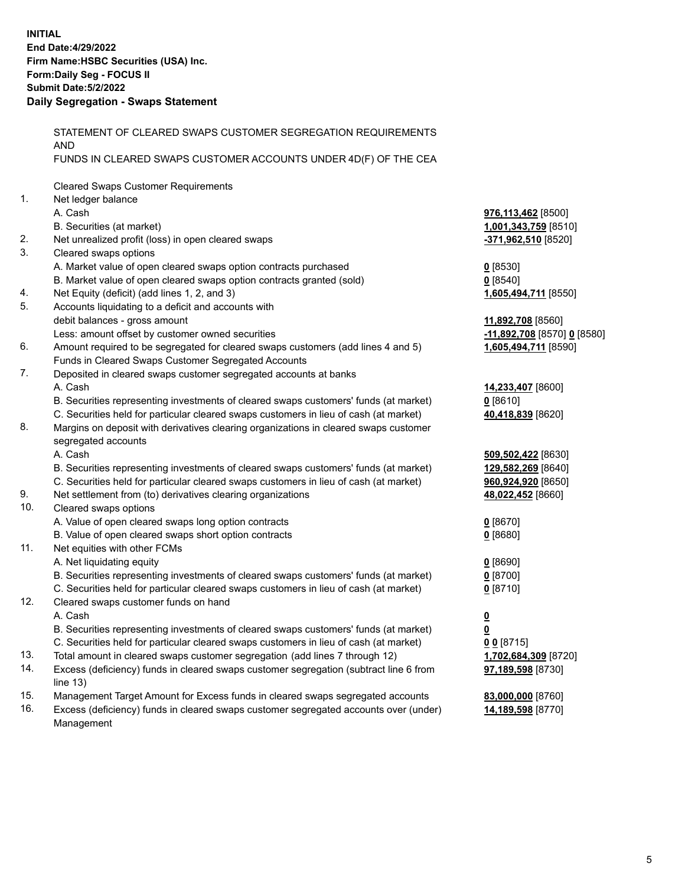**INITIAL**
**End Date:4/29/2022**
**Firm Name:HSBC Securities (USA) Inc.**
**Form:Daily Seg - FOCUS II**
**Submit Date:5/2/2022**
**Daily Segregation - Swaps Statement**

STATEMENT OF CLEARED SWAPS CUSTOMER SEGREGATION REQUIREMENTS AND
FUNDS IN CLEARED SWAPS CUSTOMER ACCOUNTS UNDER 4D(F) OF THE CEA

| | | |
|---|---|---|
| | Cleared Swaps Customer Requirements | |
| 1. | Net ledger balance | |
| | A. Cash | **976,113,462** [8500] |
| | B. Securities (at market) | **1,001,343,759** [8510] |
| 2. | Net unrealized profit (loss) in open cleared swaps | **-371,962,510** [8520] |
| 3. | Cleared swaps options | |
| | A. Market value of open cleared swaps option contracts purchased | **0** [8530] |
| | B. Market value of open cleared swaps option contracts granted (sold) | **0** [8540] |
| 4. | Net Equity (deficit) (add lines 1, 2, and 3) | **1,605,494,711** [8550] |
| 5. | Accounts liquidating to a deficit and accounts with debit balances - gross amount | **11,892,708** [8560] |
| | Less: amount offset by customer owned securities | **-11,892,708** [8570] **0** [8580] |
| 6. | Amount required to be segregated for cleared swaps customers (add lines 4 and 5) | **1,605,494,711** [8590] |
| | Funds in Cleared Swaps Customer Segregated Accounts | |
| 7. | Deposited in cleared swaps customer segregated accounts at banks | |
| | A. Cash | **14,233,407** [8600] |
| | B. Securities representing investments of cleared swaps customers' funds (at market) | **0** [8610] |
| | C. Securities held for particular cleared swaps customers in lieu of cash (at market) | **40,418,839** [8620] |
| 8. | Margins on deposit with derivatives clearing organizations in cleared swaps customer segregated accounts | |
| | A. Cash | **509,502,422** [8630] |
| | B. Securities representing investments of cleared swaps customers' funds (at market) | **129,582,269** [8640] |
| | C. Securities held for particular cleared swaps customers in lieu of cash (at market) | **960,924,920** [8650] |
| 9. | Net settlement from (to) derivatives clearing organizations | **48,022,452** [8660] |
| 10. | Cleared swaps options | |
| | A. Value of open cleared swaps long option contracts | **0** [8670] |
| | B. Value of open cleared swaps short option contracts | **0** [8680] |
| 11. | Net equities with other FCMs | |
| | A. Net liquidating equity | **0** [8690] |
| | B. Securities representing investments of cleared swaps customers' funds (at market) | **0** [8700] |
| | C. Securities held for particular cleared swaps customers in lieu of cash (at market) | **0** [8710] |
| 12. | Cleared swaps customer funds on hand | |
| | A. Cash | **0** |
| | B. Securities representing investments of cleared swaps customers' funds (at market) | **0** |
| | C. Securities held for particular cleared swaps customers in lieu of cash (at market) | **0** **0** [8715] |
| 13. | Total amount in cleared swaps customer segregation (add lines 7 through 12) | **1,702,684,309** [8720] |
| 14. | Excess (deficiency) funds in cleared swaps customer segregation (subtract line 6 from line 13) | **97,189,598** [8730] |
| 15. | Management Target Amount for Excess funds in cleared swaps segregated accounts | **83,000,000** [8760] |
| 16. | Excess (deficiency) funds in cleared swaps customer segregated accounts over (under) Management | **14,189,598** [8770] |